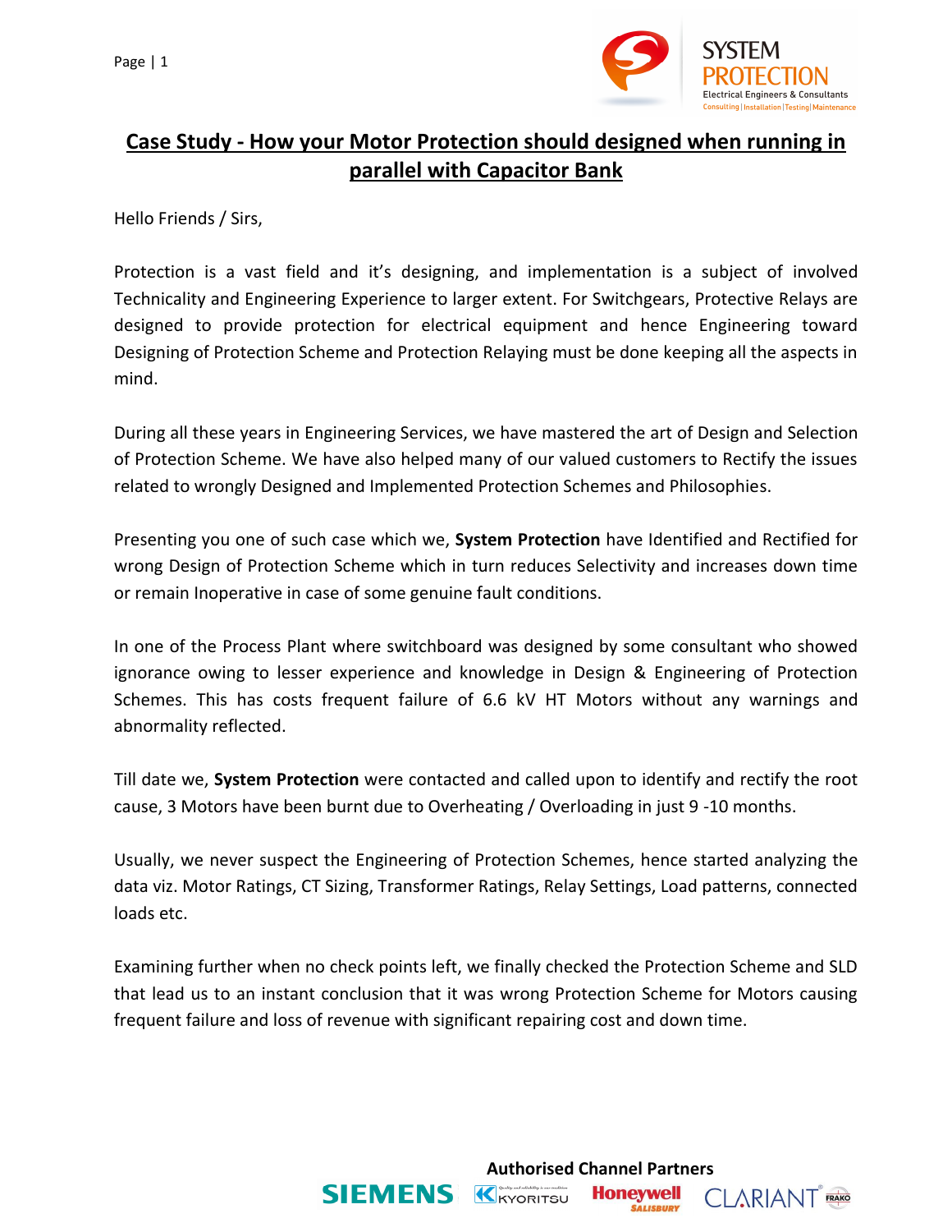# Case Study - How your Motor Protection should designed when running in parallel with Capacitor Bank

Hello Friends / Sirs,

Protection is a vast field and it's designing, and implementation is a subject of involved Technicality and Engineering Experience to larger extent. For Switchgears, Protective Relays are designed to provide protection for electrical equipment and hence Engineering toward Designing of Protection Scheme and Protection Relaying must be done keeping all the aspects in mind.

During all these years in Engineering Services, we have mastered the art of Design and Selection of Protection Scheme. We have also helped many of our valued customers to Rectify the issues related to wrongly Designed and Implemented Protection Schemes and Philosophies.

Presenting you one of such case which we, **System Protection** have Identified and Rectified for wrong Design of Protection Scheme which in turn reduces Selectivity and increases down time or remain Inoperative in case of some genuine fault conditions.

In one of the Process Plant where switchboard was designed by some consultant who showed ignorance owing to lesser experience and knowledge in Design & Engineering of Protection Schemes. This has costs frequent failure of 6.6 kV HT Motors without any warnings and abnormality reflected.

Till date we, **System Protection** were contacted and called upon to identify and rectify the root cause, 3 Motors have been burnt due to Overheating / Overloading in just 9 -10 months.

Usually, we never suspect the Engineering of Protection Schemes, hence started analyzing the data viz. Motor Ratings, CT Sizing, Transformer Ratings, Relay Settings, Load patterns, connected loads etc.

Examining further when no check points left, we finally checked the Protection Scheme and SLD that lead us to an instant conclusion that it was wrong Protection Scheme for Motors causing frequent failure and loss of revenue with significant repairing cost and down time.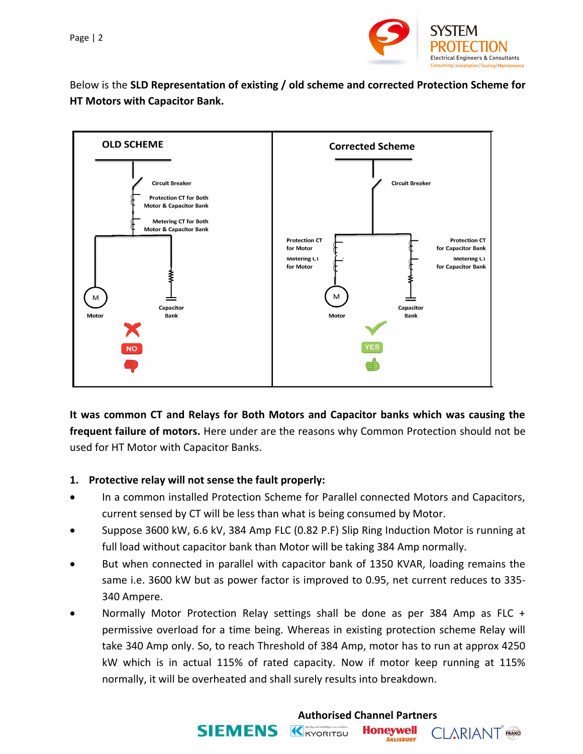Below is the **SLD Representation of existing / old scheme and corrected Protection Scheme for HT Motors with Capacitor Bank.**

| OLD SCHEME | Corrected Scheme |
|---|---|
| Circuit Breaker | Circuit Breaker |
| Protection CT for Both Motor & Capacitor Bank | Protection CT for Motor; Protection CT for Capacitor Bank |
| Metering CT for Both Motor & Capacitor Bank | Metering CT for Motor; Metering CT for Capacitor Bank |
| Motor; Capacitor Bank | Motor; Capacitor Bank |
| NO | YES |

**It was common CT and Relays for Both Motors and Capacitor banks which was causing the frequent failure of motors.** Here under are the reasons why Common Protection should not be used for HT Motor with Capacitor Banks.

1. **Protective relay will not sense the fault properly:**

- In a common installed Protection Scheme for Parallel connected Motors and Capacitors, current sensed by CT will be less than what is being consumed by Motor.
- Suppose 3600 kW, 6.6 kV, 384 Amp FLC (0.82 P.F) Slip Ring Induction Motor is running at full load without capacitor bank than Motor will be taking 384 Amp normally.
- But when connected in parallel with capacitor bank of 1350 KVAR, loading remains the same i.e. 3600 kW but as power factor is improved to 0.95, net current reduces to 335-340 Ampere.
- Normally Motor Protection Relay settings shall be done as per 384 Amp as FLC + permissive overload for a time being. Whereas in existing protection scheme Relay will take 340 Amp only. So, to reach Threshold of 384 Amp, motor has to run at approx 4250 kW which is in actual 115% of rated capacity. Now if motor keep running at 115% normally, it will be overheated and shall surely results into breakdown.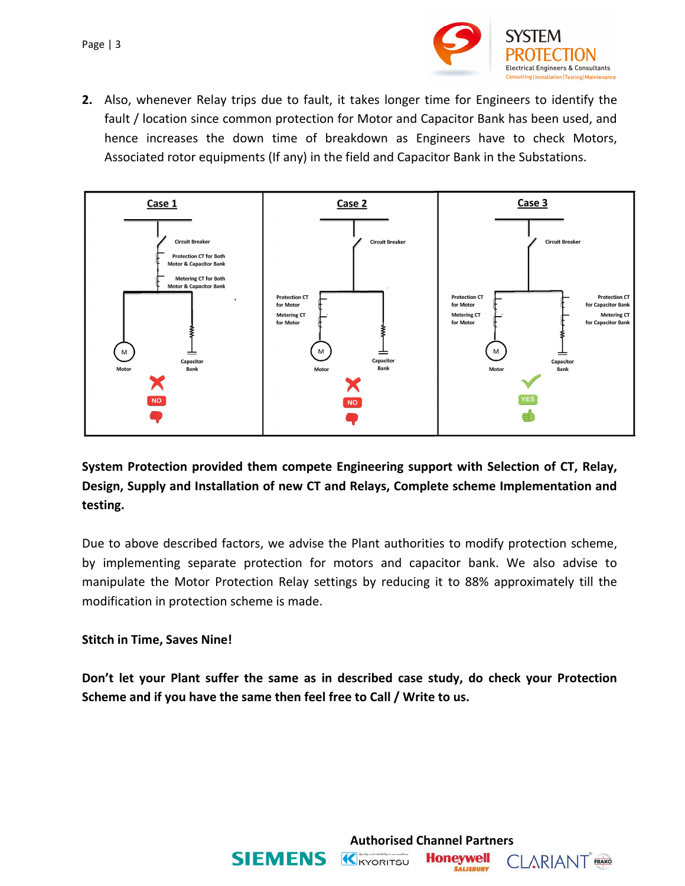2. Also, whenever Relay trips due to fault, it takes longer time for Engineers to identify the fault / location since common protection for Motor and Capacitor Bank has been used, and hence increases the down time of breakdown as Engineers have to check Motors, Associated rotor equipments (If any) in the field and Capacitor Bank in the Substations.

| Case 1 | Case 2 | Case 3 |
|---|---|---|
| Circuit Breaker | Circuit Breaker | Circuit Breaker |
| Protection CT for Both Motor & Capacitor Bank | Protection CT for Motor | Protection CT for Motor; Protection CT for Capacitor Bank |
| Metering CT for Both Motor & Capacitor Bank | Metering CT for Motor | Metering CT for Motor; Metering CT for Capacitor Bank |
| Motor, Capacitor Bank | Motor, Capacitor Bank | Motor, Capacitor Bank |
| NO | NO | YES |

**System Protection provided them compete Engineering support with Selection of CT, Relay, Design, Supply and Installation of new CT and Relays, Complete scheme Implementation and testing.**

Due to above described factors, we advise the Plant authorities to modify protection scheme, by implementing separate protection for motors and capacitor bank. We also advise to manipulate the Motor Protection Relay settings by reducing it to 88% approximately till the modification in protection scheme is made.

**Stitch in Time, Saves Nine!**

**Don't let your Plant suffer the same as in described case study, do check your Protection Scheme and if you have the same then feel free to Call / Write to us.**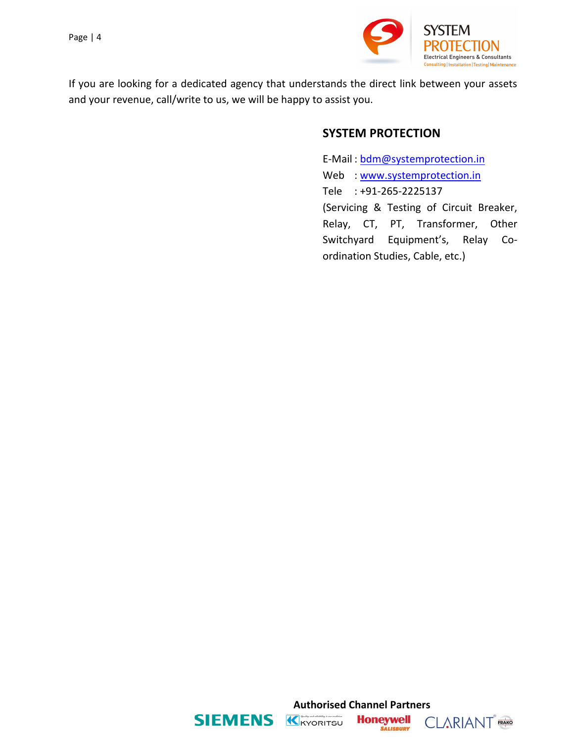If you are looking for a dedicated agency that understands the direct link between your assets and your revenue, call/write to us, we will be happy to assist you.

**SYSTEM PROTECTION**

E-Mail : bdm@systemprotection.in  
Web : www.systemprotection.in  
Tele : +91-265-2225137  
(Servicing & Testing of Circuit Breaker, Relay, CT, PT, Transformer, Other Switchyard Equipment's, Relay Co-ordination Studies, Cable, etc.)

**Authorised Channel Partners**

SIEMENS KYORITSU Honeywell SALISBURY CLARIANT FRAKO